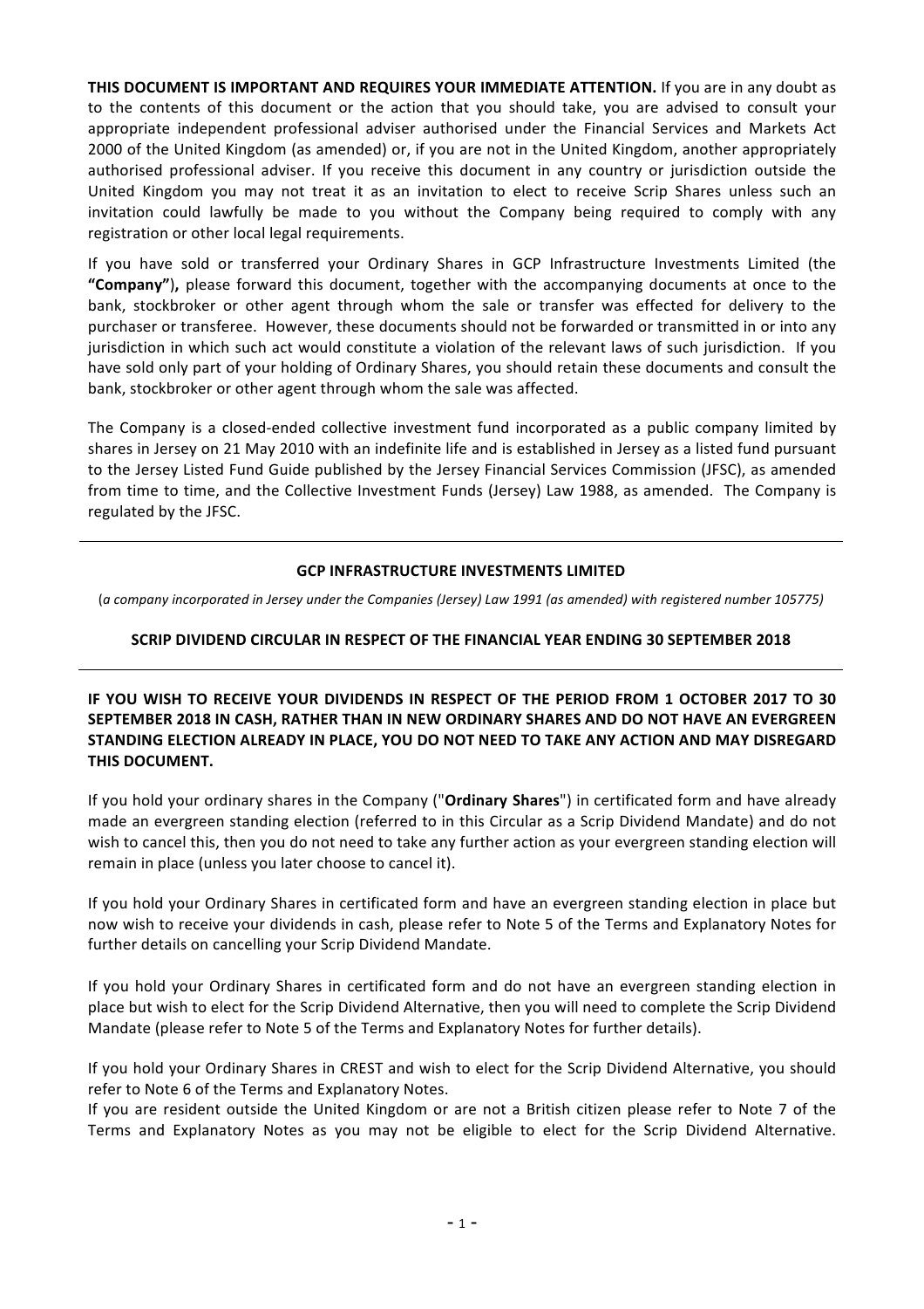**THIS DOCUMENT IS IMPORTANT AND REQUIRES YOUR IMMEDIATE ATTENTION.** If you are in any doubt as to the contents of this document or the action that you should take, you are advised to consult your appropriate independent professional adviser authorised under the Financial Services and Markets Act 2000 of the United Kingdom (as amended) or, if you are not in the United Kingdom, another appropriately authorised professional adviser. If you receive this document in any country or jurisdiction outside the United Kingdom you may not treat it as an invitation to elect to receive Scrip Shares unless such an invitation could lawfully be made to you without the Company being required to comply with any registration or other local legal requirements.

If you have sold or transferred your Ordinary Shares in GCP Infrastructure Investments Limited (the **"Company"**), please forward this document, together with the accompanying documents at once to the bank, stockbroker or other agent through whom the sale or transfer was effected for delivery to the purchaser or transferee. However, these documents should not be forwarded or transmitted in or into any jurisdiction in which such act would constitute a violation of the relevant laws of such jurisdiction. If you have sold only part of your holding of Ordinary Shares, you should retain these documents and consult the bank, stockbroker or other agent through whom the sale was affected.

The Company is a closed-ended collective investment fund incorporated as a public company limited by shares in Jersey on 21 May 2010 with an indefinite life and is established in Jersey as a listed fund pursuant to the Jersey Listed Fund Guide published by the Jersey Financial Services Commission (JFSC), as amended from time to time, and the Collective Investment Funds (Jersey) Law 1988, as amended. The Company is regulated by the JFSC.

---

**GCP INFRASTRUCTURE INVESTMENTS LIMITED**

(*a company incorporated in Jersey under the Companies (Jersey) Law 1991 (as amended) with registered number 105775*)

**SCRIP DIVIDEND CIRCULAR IN RESPECT OF THE FINANCIAL YEAR ENDING 30 SEPTEMBER 2018**

---

**IF YOU WISH TO RECEIVE YOUR DIVIDENDS IN RESPECT OF THE PERIOD FROM 1 OCTOBER 2017 TO 30 SEPTEMBER 2018 IN CASH, RATHER THAN IN NEW ORDINARY SHARES AND DO NOT HAVE AN EVERGREEN STANDING ELECTION ALREADY IN PLACE, YOU DO NOT NEED TO TAKE ANY ACTION AND MAY DISREGARD THIS DOCUMENT.**

If you hold your ordinary shares in the Company ("**Ordinary Shares**") in certificated form and have already made an evergreen standing election (referred to in this Circular as a Scrip Dividend Mandate) and do not wish to cancel this, then you do not need to take any further action as your evergreen standing election will remain in place (unless you later choose to cancel it).

If you hold your Ordinary Shares in certificated form and have an evergreen standing election in place but now wish to receive your dividends in cash, please refer to Note 5 of the Terms and Explanatory Notes for further details on cancelling your Scrip Dividend Mandate.

If you hold your Ordinary Shares in certificated form and do not have an evergreen standing election in place but wish to elect for the Scrip Dividend Alternative, then you will need to complete the Scrip Dividend Mandate (please refer to Note 5 of the Terms and Explanatory Notes for further details).

If you hold your Ordinary Shares in CREST and wish to elect for the Scrip Dividend Alternative, you should refer to Note 6 of the Terms and Explanatory Notes.

If you are resident outside the United Kingdom or are not a British citizen please refer to Note 7 of the Terms and Explanatory Notes as you may not be eligible to elect for the Scrip Dividend Alternative.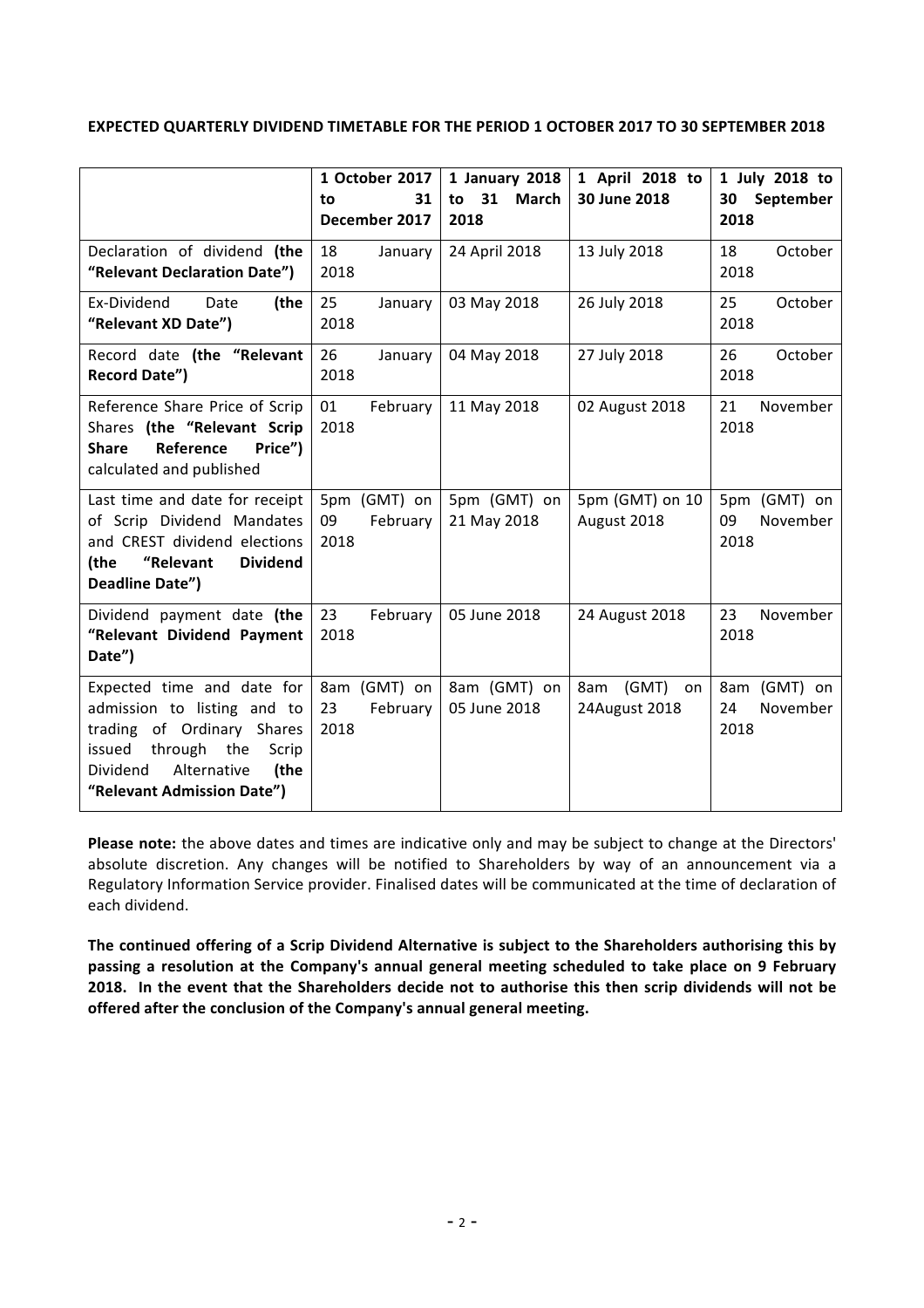**EXPECTED QUARTERLY DIVIDEND TIMETABLE FOR THE PERIOD 1 OCTOBER 2017 TO 30 SEPTEMBER 2018**

| | **1 October 2017 to 31 December 2017** | **1 January 2018 to 31 March 2018** | **1 April 2018 to 30 June 2018** | **1 July 2018 to 30 September 2018** |
|---|---|---|---|---|
| Declaration of dividend **(the "Relevant Declaration Date")** | 18 January 2018 | 24 April 2018 | 13 July 2018 | 18 October 2018 |
| Ex-Dividend Date **(the "Relevant XD Date")** | 25 January 2018 | 03 May 2018 | 26 July 2018 | 25 October 2018 |
| Record date **(the "Relevant Record Date")** | 26 January 2018 | 04 May 2018 | 27 July 2018 | 26 October 2018 |
| Reference Share Price of Scrip Shares **(the "Relevant Scrip Share Reference Price")** calculated and published | 01 February 2018 | 11 May 2018 | 02 August 2018 | 21 November 2018 |
| Last time and date for receipt of Scrip Dividend Mandates and CREST dividend elections **(the "Relevant Dividend Deadline Date")** | 5pm (GMT) on 09 February 2018 | 5pm (GMT) on 21 May 2018 | 5pm (GMT) on 10 August 2018 | 5pm (GMT) on 09 November 2018 |
| Dividend payment date **(the "Relevant Dividend Payment Date")** | 23 February 2018 | 05 June 2018 | 24 August 2018 | 23 November 2018 |
| Expected time and date for admission to listing and to trading of Ordinary Shares issued through the Scrip Dividend Alternative **(the "Relevant Admission Date")** | 8am (GMT) on 23 February 2018 | 8am (GMT) on 05 June 2018 | 8am (GMT) on 24August 2018 | 8am (GMT) on 24 November 2018 |

**Please note:** the above dates and times are indicative only and may be subject to change at the Directors' absolute discretion. Any changes will be notified to Shareholders by way of an announcement via a Regulatory Information Service provider. Finalised dates will be communicated at the time of declaration of each dividend.

**The continued offering of a Scrip Dividend Alternative is subject to the Shareholders authorising this by passing a resolution at the Company's annual general meeting scheduled to take place on 9 February 2018. In the event that the Shareholders decide not to authorise this then scrip dividends will not be offered after the conclusion of the Company's annual general meeting.**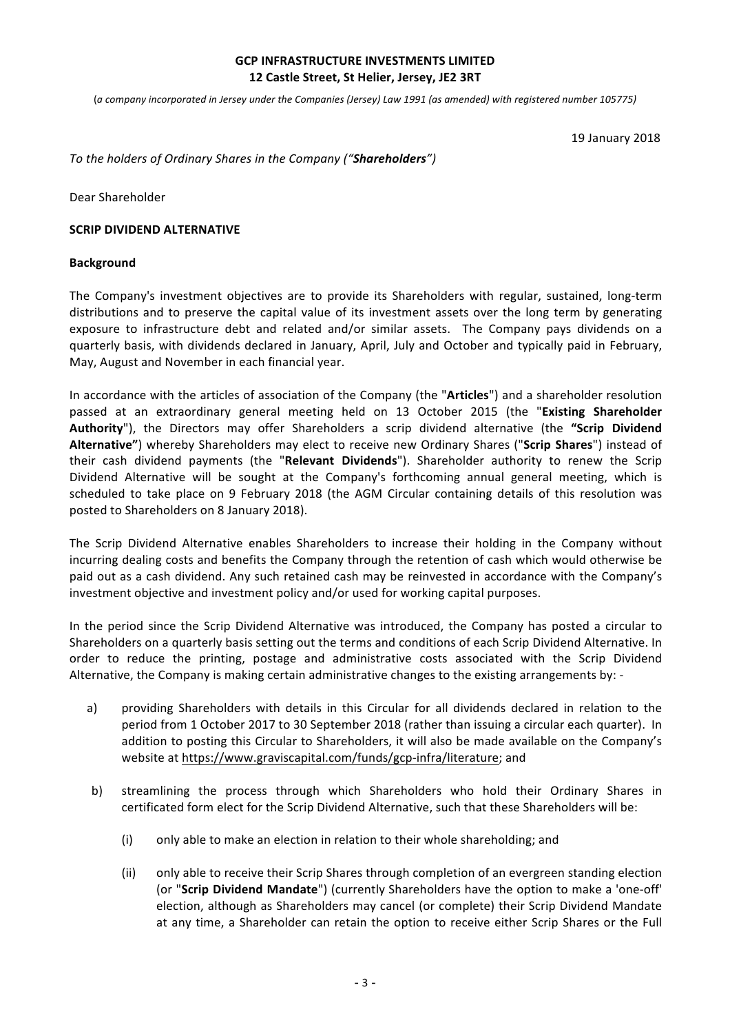**GCP INFRASTRUCTURE INVESTMENTS LIMITED**
**12 Castle Street, St Helier, Jersey, JE2 3RT**

(*a company incorporated in Jersey under the Companies (Jersey) Law 1991 (as amended) with registered number 105775*)

19 January 2018

*To the holders of Ordinary Shares in the Company ("**Shareholders**")*

Dear Shareholder

**SCRIP DIVIDEND ALTERNATIVE**

**Background**

The Company's investment objectives are to provide its Shareholders with regular, sustained, long-term distributions and to preserve the capital value of its investment assets over the long term by generating exposure to infrastructure debt and related and/or similar assets. The Company pays dividends on a quarterly basis, with dividends declared in January, April, July and October and typically paid in February, May, August and November in each financial year.

In accordance with the articles of association of the Company (the "**Articles**") and a shareholder resolution passed at an extraordinary general meeting held on 13 October 2015 (the "**Existing Shareholder Authority**"), the Directors may offer Shareholders a scrip dividend alternative (the **"Scrip Dividend Alternative"**) whereby Shareholders may elect to receive new Ordinary Shares ("**Scrip Shares**") instead of their cash dividend payments (the "**Relevant Dividends**"). Shareholder authority to renew the Scrip Dividend Alternative will be sought at the Company's forthcoming annual general meeting, which is scheduled to take place on 9 February 2018 (the AGM Circular containing details of this resolution was posted to Shareholders on 8 January 2018).

The Scrip Dividend Alternative enables Shareholders to increase their holding in the Company without incurring dealing costs and benefits the Company through the retention of cash which would otherwise be paid out as a cash dividend. Any such retained cash may be reinvested in accordance with the Company's investment objective and investment policy and/or used for working capital purposes.

In the period since the Scrip Dividend Alternative was introduced, the Company has posted a circular to Shareholders on a quarterly basis setting out the terms and conditions of each Scrip Dividend Alternative. In order to reduce the printing, postage and administrative costs associated with the Scrip Dividend Alternative, the Company is making certain administrative changes to the existing arrangements by: -

a) providing Shareholders with details in this Circular for all dividends declared in relation to the period from 1 October 2017 to 30 September 2018 (rather than issuing a circular each quarter). In addition to posting this Circular to Shareholders, it will also be made available on the Company's website at https://www.graviscapital.com/funds/gcp-infra/literature; and

b) streamlining the process through which Shareholders who hold their Ordinary Shares in certificated form elect for the Scrip Dividend Alternative, such that these Shareholders will be:

   (i) only able to make an election in relation to their whole shareholding; and

   (ii) only able to receive their Scrip Shares through completion of an evergreen standing election (or "**Scrip Dividend Mandate**") (currently Shareholders have the option to make a 'one-off' election, although as Shareholders may cancel (or complete) their Scrip Dividend Mandate at any time, a Shareholder can retain the option to receive either Scrip Shares or the Full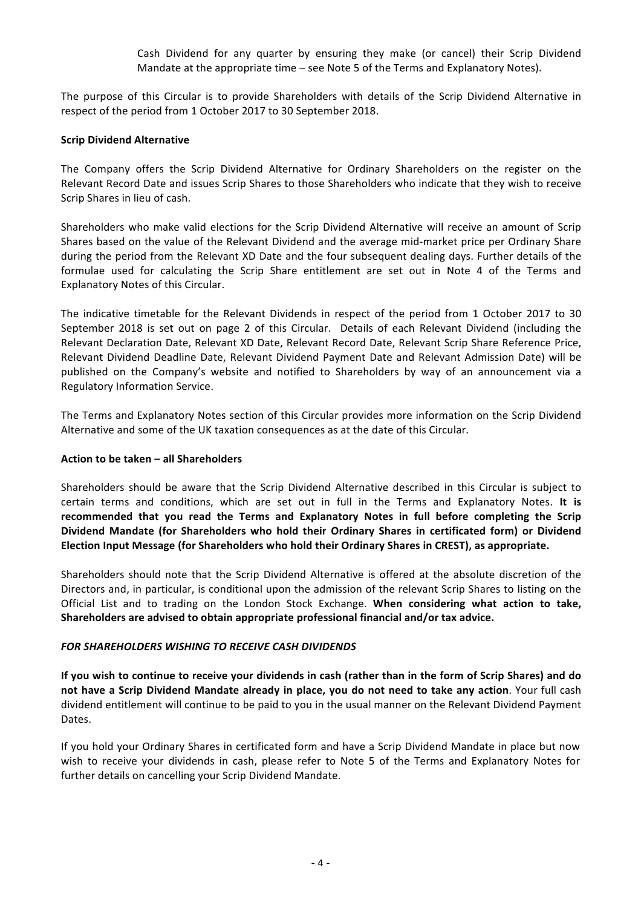Cash Dividend for any quarter by ensuring they make (or cancel) their Scrip Dividend Mandate at the appropriate time – see Note 5 of the Terms and Explanatory Notes).

The purpose of this Circular is to provide Shareholders with details of the Scrip Dividend Alternative in respect of the period from 1 October 2017 to 30 September 2018.

**Scrip Dividend Alternative**

The Company offers the Scrip Dividend Alternative for Ordinary Shareholders on the register on the Relevant Record Date and issues Scrip Shares to those Shareholders who indicate that they wish to receive Scrip Shares in lieu of cash.

Shareholders who make valid elections for the Scrip Dividend Alternative will receive an amount of Scrip Shares based on the value of the Relevant Dividend and the average mid-market price per Ordinary Share during the period from the Relevant XD Date and the four subsequent dealing days. Further details of the formulae used for calculating the Scrip Share entitlement are set out in Note 4 of the Terms and Explanatory Notes of this Circular.

The indicative timetable for the Relevant Dividends in respect of the period from 1 October 2017 to 30 September 2018 is set out on page 2 of this Circular. Details of each Relevant Dividend (including the Relevant Declaration Date, Relevant XD Date, Relevant Record Date, Relevant Scrip Share Reference Price, Relevant Dividend Deadline Date, Relevant Dividend Payment Date and Relevant Admission Date) will be published on the Company's website and notified to Shareholders by way of an announcement via a Regulatory Information Service.

The Terms and Explanatory Notes section of this Circular provides more information on the Scrip Dividend Alternative and some of the UK taxation consequences as at the date of this Circular.

**Action to be taken – all Shareholders**

Shareholders should be aware that the Scrip Dividend Alternative described in this Circular is subject to certain terms and conditions, which are set out in full in the Terms and Explanatory Notes. **It is recommended that you read the Terms and Explanatory Notes in full before completing the Scrip Dividend Mandate (for Shareholders who hold their Ordinary Shares in certificated form) or Dividend Election Input Message (for Shareholders who hold their Ordinary Shares in CREST), as appropriate.**

Shareholders should note that the Scrip Dividend Alternative is offered at the absolute discretion of the Directors and, in particular, is conditional upon the admission of the relevant Scrip Shares to listing on the Official List and to trading on the London Stock Exchange. **When considering what action to take, Shareholders are advised to obtain appropriate professional financial and/or tax advice.**

***FOR SHAREHOLDERS WISHING TO RECEIVE CASH DIVIDENDS***

**If you wish to continue to receive your dividends in cash (rather than in the form of Scrip Shares) and do not have a Scrip Dividend Mandate already in place, you do not need to take any action**. Your full cash dividend entitlement will continue to be paid to you in the usual manner on the Relevant Dividend Payment Dates.

If you hold your Ordinary Shares in certificated form and have a Scrip Dividend Mandate in place but now wish to receive your dividends in cash, please refer to Note 5 of the Terms and Explanatory Notes for further details on cancelling your Scrip Dividend Mandate.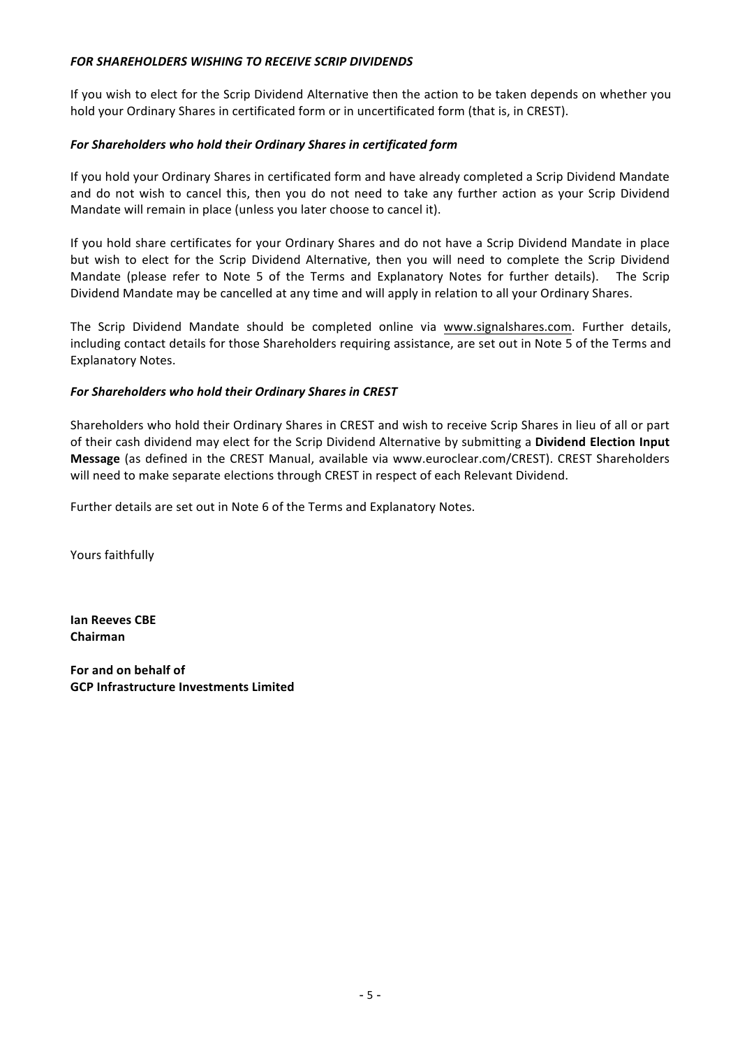***FOR SHAREHOLDERS WISHING TO RECEIVE SCRIP DIVIDENDS***

If you wish to elect for the Scrip Dividend Alternative then the action to be taken depends on whether you hold your Ordinary Shares in certificated form or in uncertificated form (that is, in CREST).

***For Shareholders who hold their Ordinary Shares in certificated form***

If you hold your Ordinary Shares in certificated form and have already completed a Scrip Dividend Mandate and do not wish to cancel this, then you do not need to take any further action as your Scrip Dividend Mandate will remain in place (unless you later choose to cancel it).

If you hold share certificates for your Ordinary Shares and do not have a Scrip Dividend Mandate in place but wish to elect for the Scrip Dividend Alternative, then you will need to complete the Scrip Dividend Mandate (please refer to Note 5 of the Terms and Explanatory Notes for further details). The Scrip Dividend Mandate may be cancelled at any time and will apply in relation to all your Ordinary Shares.

The Scrip Dividend Mandate should be completed online via www.signalshares.com. Further details, including contact details for those Shareholders requiring assistance, are set out in Note 5 of the Terms and Explanatory Notes.

***For Shareholders who hold their Ordinary Shares in CREST***

Shareholders who hold their Ordinary Shares in CREST and wish to receive Scrip Shares in lieu of all or part of their cash dividend may elect for the Scrip Dividend Alternative by submitting a **Dividend Election Input Message** (as defined in the CREST Manual, available via www.euroclear.com/CREST). CREST Shareholders will need to make separate elections through CREST in respect of each Relevant Dividend.

Further details are set out in Note 6 of the Terms and Explanatory Notes.

Yours faithfully

**Ian Reeves CBE**
**Chairman**

**For and on behalf of**
**GCP Infrastructure Investments Limited**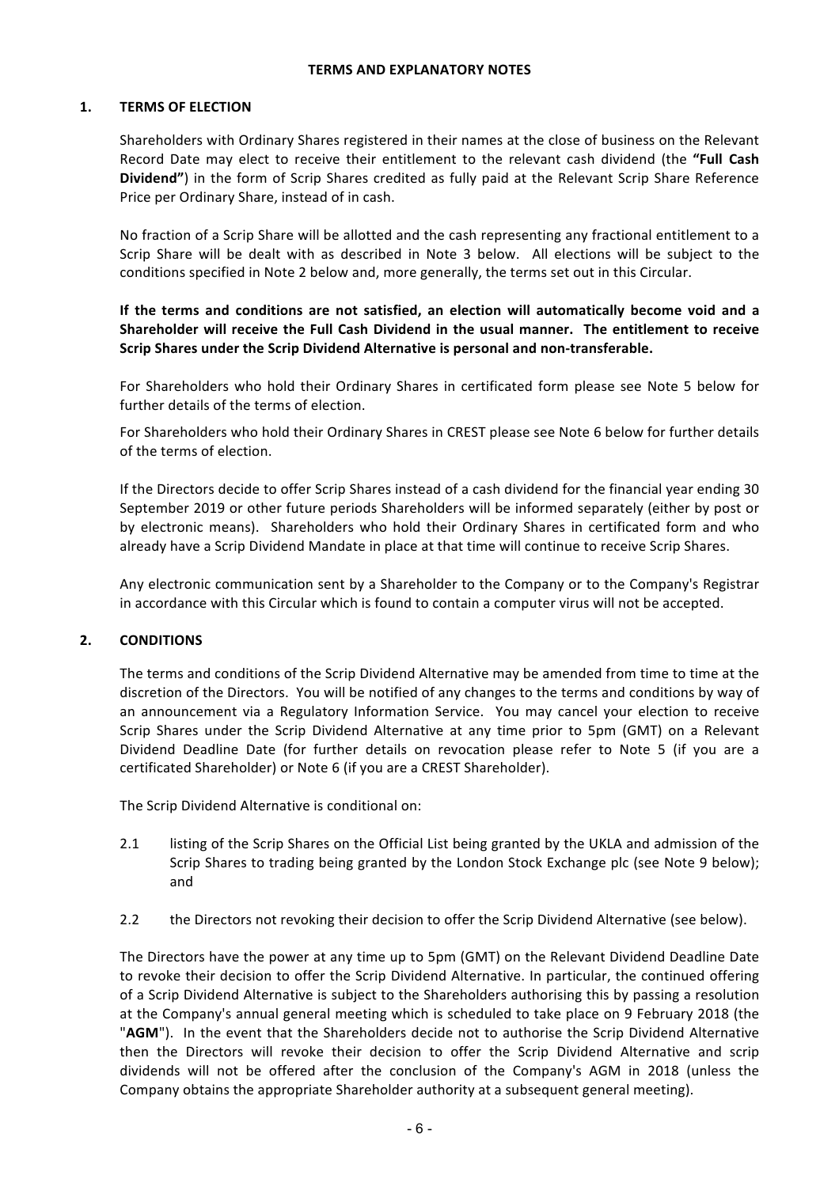# TERMS AND EXPLANATORY NOTES

## 1. TERMS OF ELECTION

Shareholders with Ordinary Shares registered in their names at the close of business on the Relevant Record Date may elect to receive their entitlement to the relevant cash dividend (the **"Full Cash Dividend"**) in the form of Scrip Shares credited as fully paid at the Relevant Scrip Share Reference Price per Ordinary Share, instead of in cash.

No fraction of a Scrip Share will be allotted and the cash representing any fractional entitlement to a Scrip Share will be dealt with as described in Note 3 below. All elections will be subject to the conditions specified in Note 2 below and, more generally, the terms set out in this Circular.

**If the terms and conditions are not satisfied, an election will automatically become void and a Shareholder will receive the Full Cash Dividend in the usual manner. The entitlement to receive Scrip Shares under the Scrip Dividend Alternative is personal and non-transferable.**

For Shareholders who hold their Ordinary Shares in certificated form please see Note 5 below for further details of the terms of election.

For Shareholders who hold their Ordinary Shares in CREST please see Note 6 below for further details of the terms of election.

If the Directors decide to offer Scrip Shares instead of a cash dividend for the financial year ending 30 September 2019 or other future periods Shareholders will be informed separately (either by post or by electronic means). Shareholders who hold their Ordinary Shares in certificated form and who already have a Scrip Dividend Mandate in place at that time will continue to receive Scrip Shares.

Any electronic communication sent by a Shareholder to the Company or to the Company's Registrar in accordance with this Circular which is found to contain a computer virus will not be accepted.

## 2. CONDITIONS

The terms and conditions of the Scrip Dividend Alternative may be amended from time to time at the discretion of the Directors. You will be notified of any changes to the terms and conditions by way of an announcement via a Regulatory Information Service. You may cancel your election to receive Scrip Shares under the Scrip Dividend Alternative at any time prior to 5pm (GMT) on a Relevant Dividend Deadline Date (for further details on revocation please refer to Note 5 (if you are a certificated Shareholder) or Note 6 (if you are a CREST Shareholder).

The Scrip Dividend Alternative is conditional on:

2.1 listing of the Scrip Shares on the Official List being granted by the UKLA and admission of the Scrip Shares to trading being granted by the London Stock Exchange plc (see Note 9 below); and

2.2 the Directors not revoking their decision to offer the Scrip Dividend Alternative (see below).

The Directors have the power at any time up to 5pm (GMT) on the Relevant Dividend Deadline Date to revoke their decision to offer the Scrip Dividend Alternative. In particular, the continued offering of a Scrip Dividend Alternative is subject to the Shareholders authorising this by passing a resolution at the Company's annual general meeting which is scheduled to take place on 9 February 2018 (the "**AGM**"). In the event that the Shareholders decide not to authorise the Scrip Dividend Alternative then the Directors will revoke their decision to offer the Scrip Dividend Alternative and scrip dividends will not be offered after the conclusion of the Company's AGM in 2018 (unless the Company obtains the appropriate Shareholder authority at a subsequent general meeting).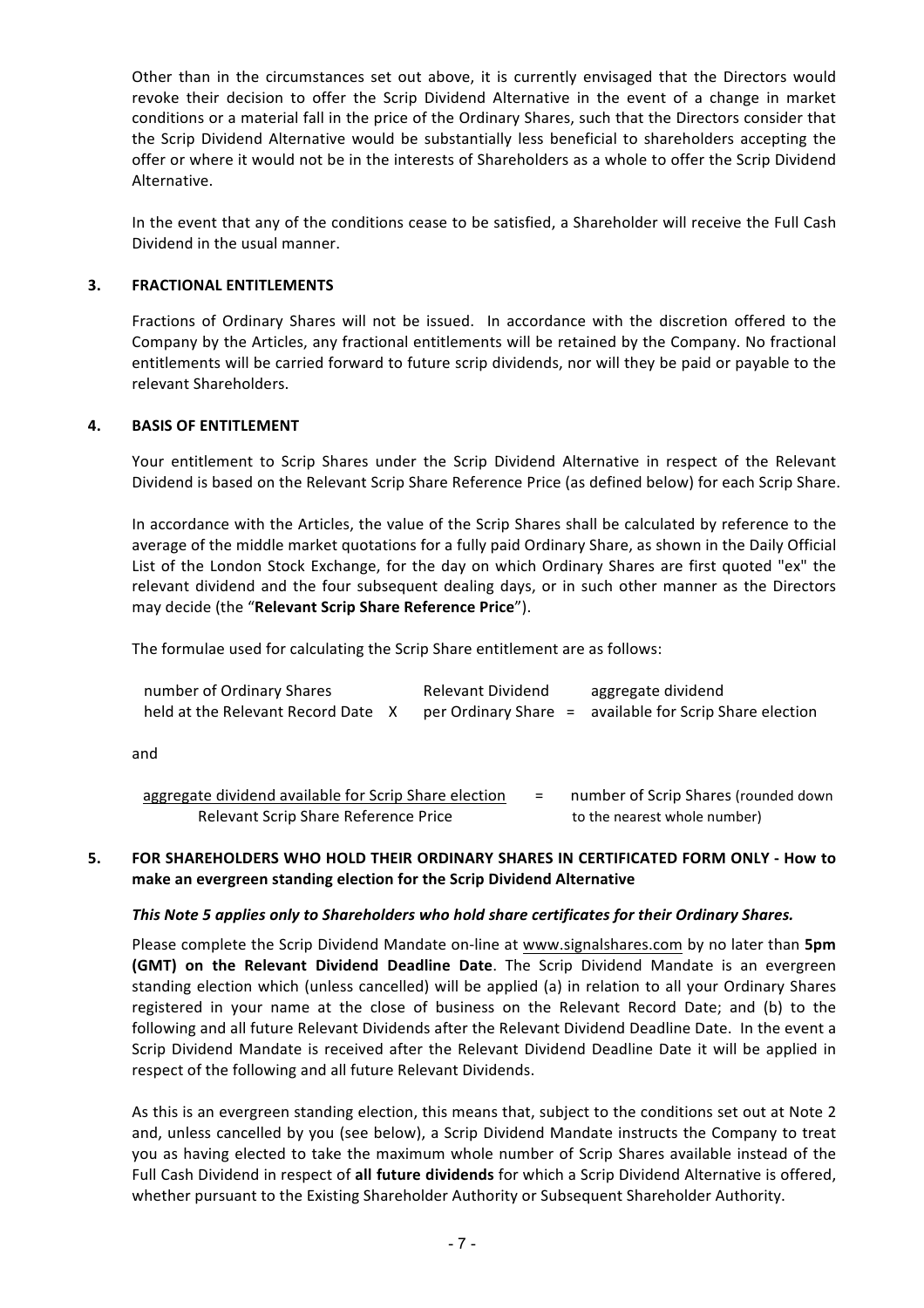Other than in the circumstances set out above, it is currently envisaged that the Directors would revoke their decision to offer the Scrip Dividend Alternative in the event of a change in market conditions or a material fall in the price of the Ordinary Shares, such that the Directors consider that the Scrip Dividend Alternative would be substantially less beneficial to shareholders accepting the offer or where it would not be in the interests of Shareholders as a whole to offer the Scrip Dividend Alternative.

In the event that any of the conditions cease to be satisfied, a Shareholder will receive the Full Cash Dividend in the usual manner.

## 3. FRACTIONAL ENTITLEMENTS

Fractions of Ordinary Shares will not be issued. In accordance with the discretion offered to the Company by the Articles, any fractional entitlements will be retained by the Company. No fractional entitlements will be carried forward to future scrip dividends, nor will they be paid or payable to the relevant Shareholders.

## 4. BASIS OF ENTITLEMENT

Your entitlement to Scrip Shares under the Scrip Dividend Alternative in respect of the Relevant Dividend is based on the Relevant Scrip Share Reference Price (as defined below) for each Scrip Share.

In accordance with the Articles, the value of the Scrip Shares shall be calculated by reference to the average of the middle market quotations for a fully paid Ordinary Share, as shown in the Daily Official List of the London Stock Exchange, for the day on which Ordinary Shares are first quoted "ex" the relevant dividend and the four subsequent dealing days, or in such other manner as the Directors may decide (the "**Relevant Scrip Share Reference Price**").

The formulae used for calculating the Scrip Share entitlement are as follows:

$$\text{number of Ordinary Shares held at the Relevant Record Date} \times \text{Relevant Dividend per Ordinary Share} = \text{aggregate dividend available for Scrip Share election}$$

and

$$\frac{\text{aggregate dividend available for Scrip Share election}}{\text{Relevant Scrip Share Reference Price}} = \text{number of Scrip Shares (rounded down to the nearest whole number)}$$

## 5. FOR SHAREHOLDERS WHO HOLD THEIR ORDINARY SHARES IN CERTIFICATED FORM ONLY - How to make an evergreen standing election for the Scrip Dividend Alternative

***This Note 5 applies only to Shareholders who hold share certificates for their Ordinary Shares.***

Please complete the Scrip Dividend Mandate on-line at www.signalshares.com by no later than **5pm (GMT) on the Relevant Dividend Deadline Date**. The Scrip Dividend Mandate is an evergreen standing election which (unless cancelled) will be applied (a) in relation to all your Ordinary Shares registered in your name at the close of business on the Relevant Record Date; and (b) to the following and all future Relevant Dividends after the Relevant Dividend Deadline Date. In the event a Scrip Dividend Mandate is received after the Relevant Dividend Deadline Date it will be applied in respect of the following and all future Relevant Dividends.

As this is an evergreen standing election, this means that, subject to the conditions set out at Note 2 and, unless cancelled by you (see below), a Scrip Dividend Mandate instructs the Company to treat you as having elected to take the maximum whole number of Scrip Shares available instead of the Full Cash Dividend in respect of **all future dividends** for which a Scrip Dividend Alternative is offered, whether pursuant to the Existing Shareholder Authority or Subsequent Shareholder Authority.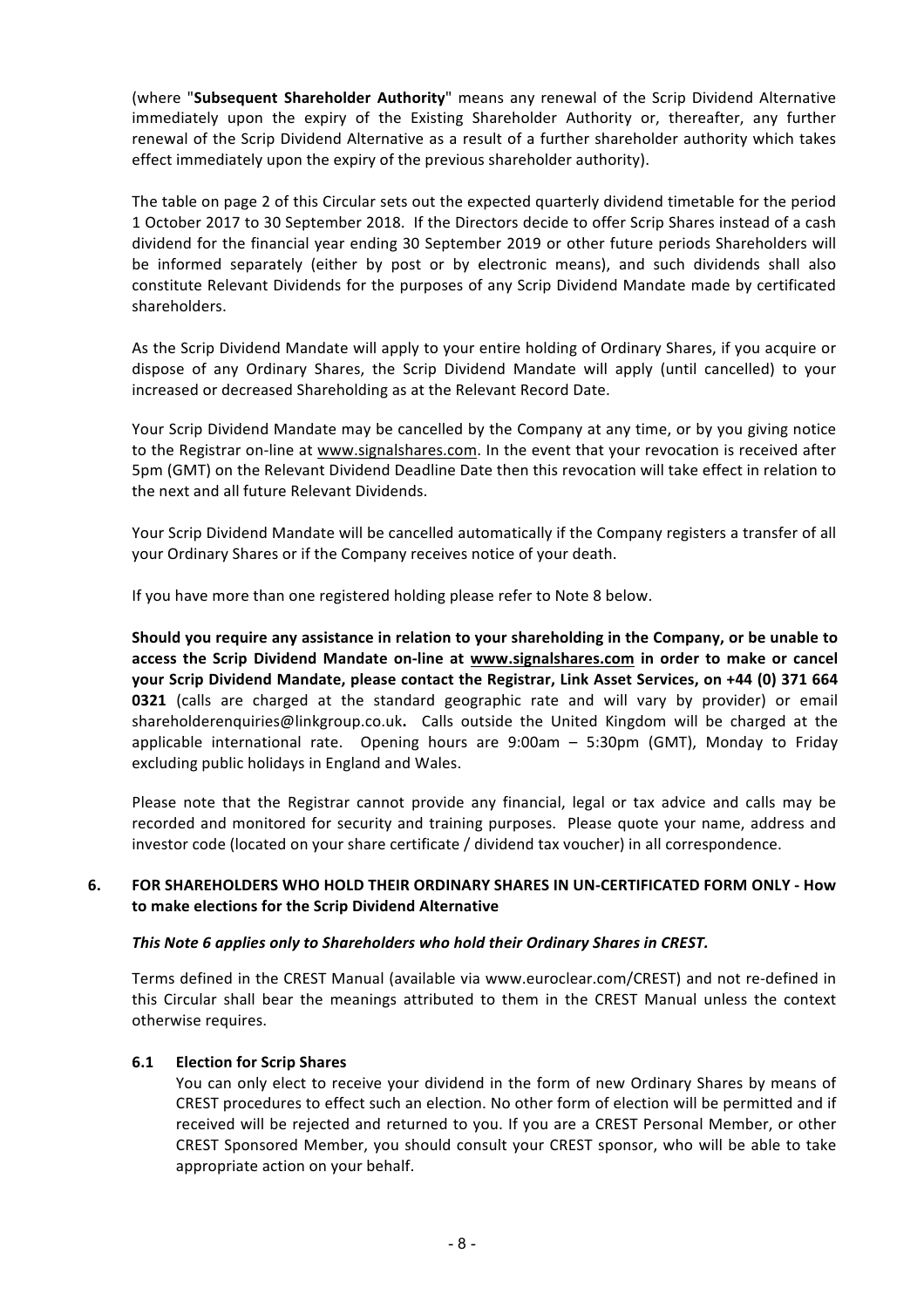(where "**Subsequent Shareholder Authority**" means any renewal of the Scrip Dividend Alternative immediately upon the expiry of the Existing Shareholder Authority or, thereafter, any further renewal of the Scrip Dividend Alternative as a result of a further shareholder authority which takes effect immediately upon the expiry of the previous shareholder authority).

The table on page 2 of this Circular sets out the expected quarterly dividend timetable for the period 1 October 2017 to 30 September 2018. If the Directors decide to offer Scrip Shares instead of a cash dividend for the financial year ending 30 September 2019 or other future periods Shareholders will be informed separately (either by post or by electronic means), and such dividends shall also constitute Relevant Dividends for the purposes of any Scrip Dividend Mandate made by certificated shareholders.

As the Scrip Dividend Mandate will apply to your entire holding of Ordinary Shares, if you acquire or dispose of any Ordinary Shares, the Scrip Dividend Mandate will apply (until cancelled) to your increased or decreased Shareholding as at the Relevant Record Date.

Your Scrip Dividend Mandate may be cancelled by the Company at any time, or by you giving notice to the Registrar on-line at www.signalshares.com. In the event that your revocation is received after 5pm (GMT) on the Relevant Dividend Deadline Date then this revocation will take effect in relation to the next and all future Relevant Dividends.

Your Scrip Dividend Mandate will be cancelled automatically if the Company registers a transfer of all your Ordinary Shares or if the Company receives notice of your death.

If you have more than one registered holding please refer to Note 8 below.

**Should you require any assistance in relation to your shareholding in the Company, or be unable to access the Scrip Dividend Mandate on-line at www.signalshares.com in order to make or cancel your Scrip Dividend Mandate, please contact the Registrar, Link Asset Services, on +44 (0) 371 664 0321** (calls are charged at the standard geographic rate and will vary by provider) or email shareholderenquiries@linkgroup.co.uk**.** Calls outside the United Kingdom will be charged at the applicable international rate. Opening hours are 9:00am – 5:30pm (GMT), Monday to Friday excluding public holidays in England and Wales.

Please note that the Registrar cannot provide any financial, legal or tax advice and calls may be recorded and monitored for security and training purposes. Please quote your name, address and investor code (located on your share certificate / dividend tax voucher) in all correspondence.

## 6. FOR SHAREHOLDERS WHO HOLD THEIR ORDINARY SHARES IN UN-CERTIFICATED FORM ONLY - How to make elections for the Scrip Dividend Alternative

***This Note 6 applies only to Shareholders who hold their Ordinary Shares in CREST.***

Terms defined in the CREST Manual (available via www.euroclear.com/CREST) and not re-defined in this Circular shall bear the meanings attributed to them in the CREST Manual unless the context otherwise requires.

### 6.1 Election for Scrip Shares

You can only elect to receive your dividend in the form of new Ordinary Shares by means of CREST procedures to effect such an election. No other form of election will be permitted and if received will be rejected and returned to you. If you are a CREST Personal Member, or other CREST Sponsored Member, you should consult your CREST sponsor, who will be able to take appropriate action on your behalf.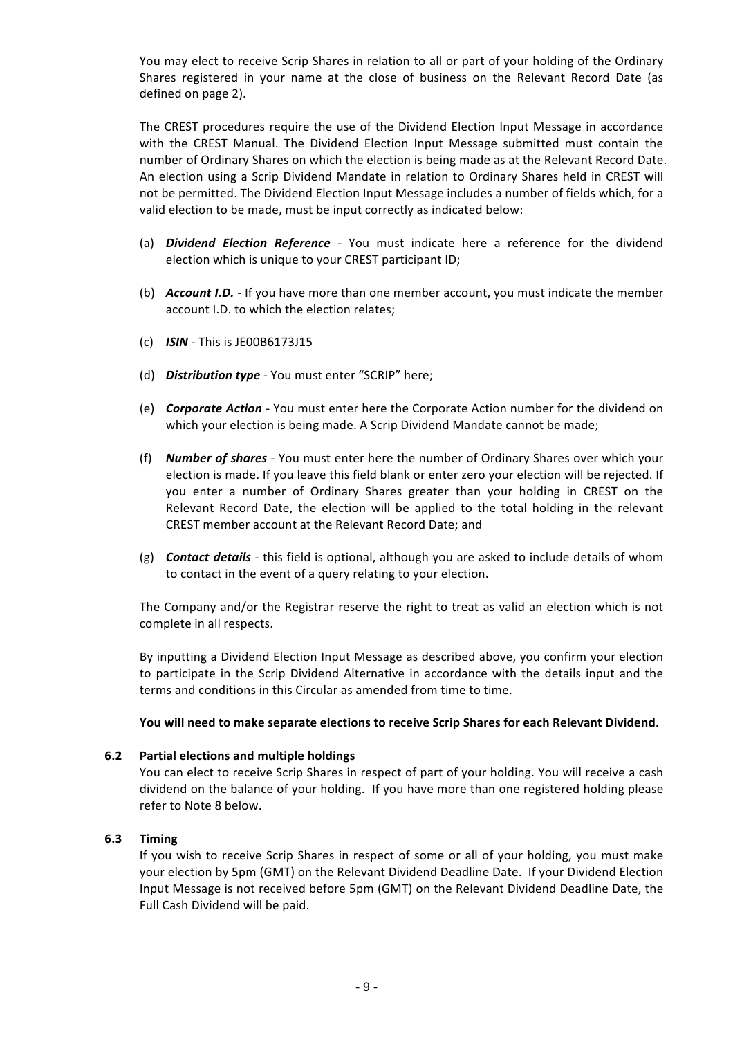You may elect to receive Scrip Shares in relation to all or part of your holding of the Ordinary Shares registered in your name at the close of business on the Relevant Record Date (as defined on page 2).

The CREST procedures require the use of the Dividend Election Input Message in accordance with the CREST Manual. The Dividend Election Input Message submitted must contain the number of Ordinary Shares on which the election is being made as at the Relevant Record Date. An election using a Scrip Dividend Mandate in relation to Ordinary Shares held in CREST will not be permitted. The Dividend Election Input Message includes a number of fields which, for a valid election to be made, must be input correctly as indicated below:

(a) ***Dividend Election Reference*** - You must indicate here a reference for the dividend election which is unique to your CREST participant ID;

(b) ***Account I.D.*** - If you have more than one member account, you must indicate the member account I.D. to which the election relates;

(c) ***ISIN*** - This is JE00B6173J15

(d) ***Distribution type*** - You must enter "SCRIP" here;

(e) ***Corporate Action*** - You must enter here the Corporate Action number for the dividend on which your election is being made. A Scrip Dividend Mandate cannot be made;

(f) ***Number of shares*** - You must enter here the number of Ordinary Shares over which your election is made. If you leave this field blank or enter zero your election will be rejected. If you enter a number of Ordinary Shares greater than your holding in CREST on the Relevant Record Date, the election will be applied to the total holding in the relevant CREST member account at the Relevant Record Date; and

(g) ***Contact details*** - this field is optional, although you are asked to include details of whom to contact in the event of a query relating to your election.

The Company and/or the Registrar reserve the right to treat as valid an election which is not complete in all respects.

By inputting a Dividend Election Input Message as described above, you confirm your election to participate in the Scrip Dividend Alternative in accordance with the details input and the terms and conditions in this Circular as amended from time to time.

**You will need to make separate elections to receive Scrip Shares for each Relevant Dividend.**

**6.2 Partial elections and multiple holdings**

You can elect to receive Scrip Shares in respect of part of your holding. You will receive a cash dividend on the balance of your holding. If you have more than one registered holding please refer to Note 8 below.

**6.3 Timing**

If you wish to receive Scrip Shares in respect of some or all of your holding, you must make your election by 5pm (GMT) on the Relevant Dividend Deadline Date. If your Dividend Election Input Message is not received before 5pm (GMT) on the Relevant Dividend Deadline Date, the Full Cash Dividend will be paid.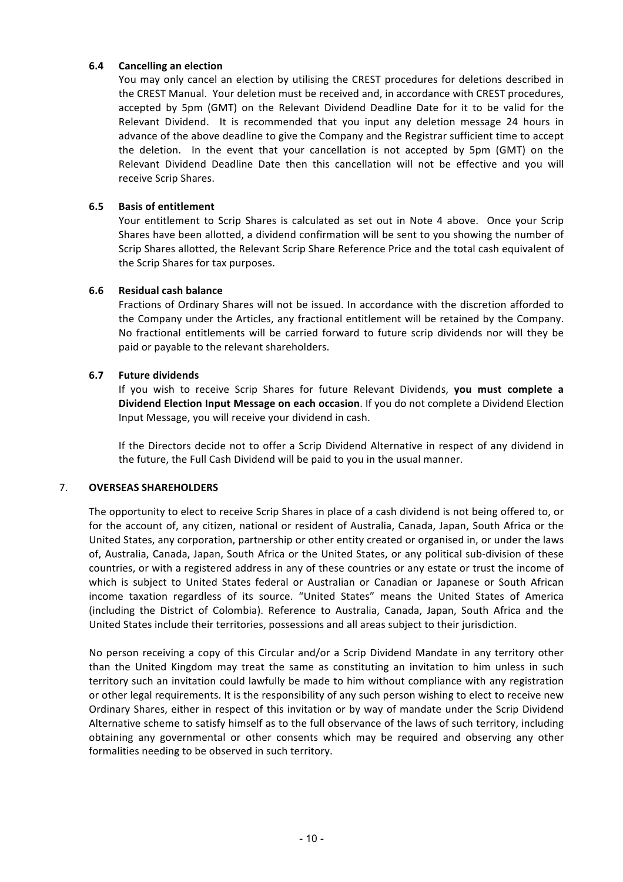### 6.4 Cancelling an election

You may only cancel an election by utilising the CREST procedures for deletions described in the CREST Manual. Your deletion must be received and, in accordance with CREST procedures, accepted by 5pm (GMT) on the Relevant Dividend Deadline Date for it to be valid for the Relevant Dividend. It is recommended that you input any deletion message 24 hours in advance of the above deadline to give the Company and the Registrar sufficient time to accept the deletion. In the event that your cancellation is not accepted by 5pm (GMT) on the Relevant Dividend Deadline Date then this cancellation will not be effective and you will receive Scrip Shares.

### 6.5 Basis of entitlement

Your entitlement to Scrip Shares is calculated as set out in Note 4 above. Once your Scrip Shares have been allotted, a dividend confirmation will be sent to you showing the number of Scrip Shares allotted, the Relevant Scrip Share Reference Price and the total cash equivalent of the Scrip Shares for tax purposes.

### 6.6 Residual cash balance

Fractions of Ordinary Shares will not be issued. In accordance with the discretion afforded to the Company under the Articles, any fractional entitlement will be retained by the Company. No fractional entitlements will be carried forward to future scrip dividends nor will they be paid or payable to the relevant shareholders.

### 6.7 Future dividends

If you wish to receive Scrip Shares for future Relevant Dividends, **you must complete a Dividend Election Input Message on each occasion**. If you do not complete a Dividend Election Input Message, you will receive your dividend in cash.

If the Directors decide not to offer a Scrip Dividend Alternative in respect of any dividend in the future, the Full Cash Dividend will be paid to you in the usual manner.

## 7. OVERSEAS SHAREHOLDERS

The opportunity to elect to receive Scrip Shares in place of a cash dividend is not being offered to, or for the account of, any citizen, national or resident of Australia, Canada, Japan, South Africa or the United States, any corporation, partnership or other entity created or organised in, or under the laws of, Australia, Canada, Japan, South Africa or the United States, or any political sub-division of these countries, or with a registered address in any of these countries or any estate or trust the income of which is subject to United States federal or Australian or Canadian or Japanese or South African income taxation regardless of its source. "United States" means the United States of America (including the District of Colombia). Reference to Australia, Canada, Japan, South Africa and the United States include their territories, possessions and all areas subject to their jurisdiction.

No person receiving a copy of this Circular and/or a Scrip Dividend Mandate in any territory other than the United Kingdom may treat the same as constituting an invitation to him unless in such territory such an invitation could lawfully be made to him without compliance with any registration or other legal requirements. It is the responsibility of any such person wishing to elect to receive new Ordinary Shares, either in respect of this invitation or by way of mandate under the Scrip Dividend Alternative scheme to satisfy himself as to the full observance of the laws of such territory, including obtaining any governmental or other consents which may be required and observing any other formalities needing to be observed in such territory.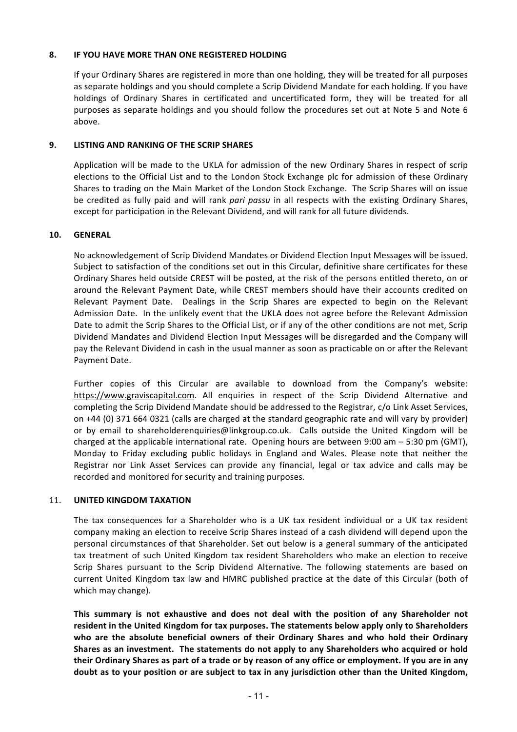## 8. IF YOU HAVE MORE THAN ONE REGISTERED HOLDING

If your Ordinary Shares are registered in more than one holding, they will be treated for all purposes as separate holdings and you should complete a Scrip Dividend Mandate for each holding. If you have holdings of Ordinary Shares in certificated and uncertificated form, they will be treated for all purposes as separate holdings and you should follow the procedures set out at Note 5 and Note 6 above.

## 9. LISTING AND RANKING OF THE SCRIP SHARES

Application will be made to the UKLA for admission of the new Ordinary Shares in respect of scrip elections to the Official List and to the London Stock Exchange plc for admission of these Ordinary Shares to trading on the Main Market of the London Stock Exchange. The Scrip Shares will on issue be credited as fully paid and will rank *pari passu* in all respects with the existing Ordinary Shares, except for participation in the Relevant Dividend, and will rank for all future dividends.

## 10. GENERAL

No acknowledgement of Scrip Dividend Mandates or Dividend Election Input Messages will be issued. Subject to satisfaction of the conditions set out in this Circular, definitive share certificates for these Ordinary Shares held outside CREST will be posted, at the risk of the persons entitled thereto, on or around the Relevant Payment Date, while CREST members should have their accounts credited on Relevant Payment Date. Dealings in the Scrip Shares are expected to begin on the Relevant Admission Date. In the unlikely event that the UKLA does not agree before the Relevant Admission Date to admit the Scrip Shares to the Official List, or if any of the other conditions are not met, Scrip Dividend Mandates and Dividend Election Input Messages will be disregarded and the Company will pay the Relevant Dividend in cash in the usual manner as soon as practicable on or after the Relevant Payment Date.

Further copies of this Circular are available to download from the Company's website: https://www.graviscapital.com. All enquiries in respect of the Scrip Dividend Alternative and completing the Scrip Dividend Mandate should be addressed to the Registrar, c/o Link Asset Services, on +44 (0) 371 664 0321 (calls are charged at the standard geographic rate and will vary by provider) or by email to shareholderenquiries@linkgroup.co.uk. Calls outside the United Kingdom will be charged at the applicable international rate. Opening hours are between 9:00 am – 5:30 pm (GMT), Monday to Friday excluding public holidays in England and Wales. Please note that neither the Registrar nor Link Asset Services can provide any financial, legal or tax advice and calls may be recorded and monitored for security and training purposes.

## 11. UNITED KINGDOM TAXATION

The tax consequences for a Shareholder who is a UK tax resident individual or a UK tax resident company making an election to receive Scrip Shares instead of a cash dividend will depend upon the personal circumstances of that Shareholder. Set out below is a general summary of the anticipated tax treatment of such United Kingdom tax resident Shareholders who make an election to receive Scrip Shares pursuant to the Scrip Dividend Alternative. The following statements are based on current United Kingdom tax law and HMRC published practice at the date of this Circular (both of which may change).

**This summary is not exhaustive and does not deal with the position of any Shareholder not resident in the United Kingdom for tax purposes. The statements below apply only to Shareholders who are the absolute beneficial owners of their Ordinary Shares and who hold their Ordinary Shares as an investment. The statements do not apply to any Shareholders who acquired or hold their Ordinary Shares as part of a trade or by reason of any office or employment. If you are in any doubt as to your position or are subject to tax in any jurisdiction other than the United Kingdom,**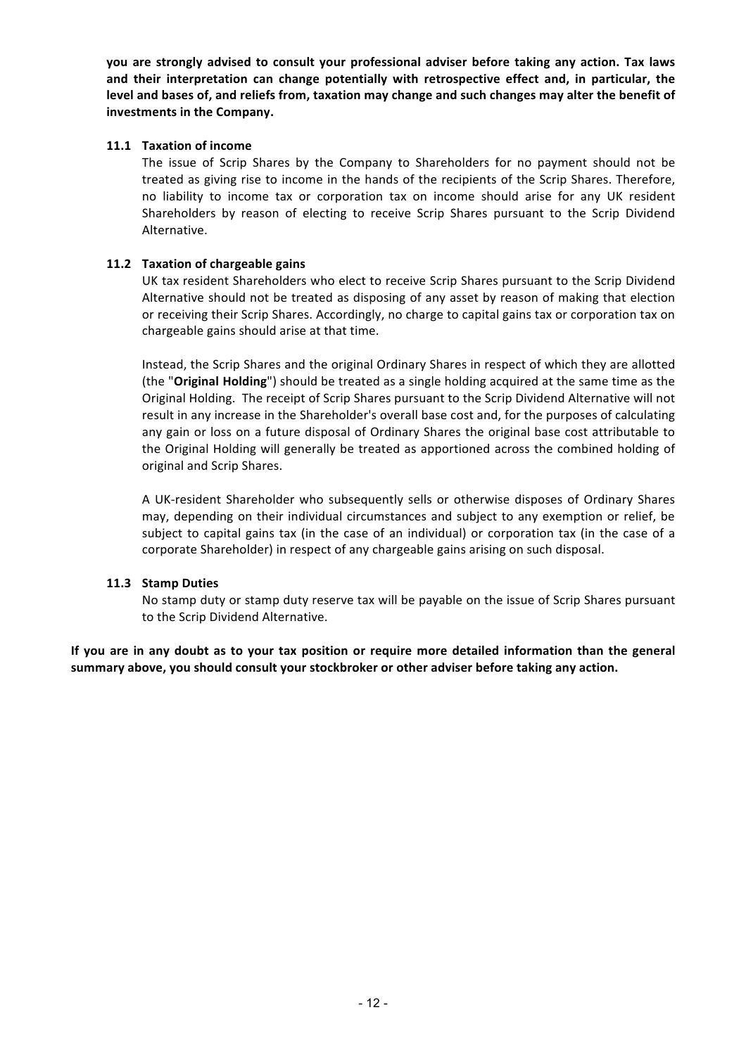**you are strongly advised to consult your professional adviser before taking any action. Tax laws and their interpretation can change potentially with retrospective effect and, in particular, the level and bases of, and reliefs from, taxation may change and such changes may alter the benefit of investments in the Company.**

### 11.1 Taxation of income

The issue of Scrip Shares by the Company to Shareholders for no payment should not be treated as giving rise to income in the hands of the recipients of the Scrip Shares. Therefore, no liability to income tax or corporation tax on income should arise for any UK resident Shareholders by reason of electing to receive Scrip Shares pursuant to the Scrip Dividend Alternative.

### 11.2 Taxation of chargeable gains

UK tax resident Shareholders who elect to receive Scrip Shares pursuant to the Scrip Dividend Alternative should not be treated as disposing of any asset by reason of making that election or receiving their Scrip Shares. Accordingly, no charge to capital gains tax or corporation tax on chargeable gains should arise at that time.

Instead, the Scrip Shares and the original Ordinary Shares in respect of which they are allotted (the "**Original Holding**") should be treated as a single holding acquired at the same time as the Original Holding. The receipt of Scrip Shares pursuant to the Scrip Dividend Alternative will not result in any increase in the Shareholder's overall base cost and, for the purposes of calculating any gain or loss on a future disposal of Ordinary Shares the original base cost attributable to the Original Holding will generally be treated as apportioned across the combined holding of original and Scrip Shares.

A UK-resident Shareholder who subsequently sells or otherwise disposes of Ordinary Shares may, depending on their individual circumstances and subject to any exemption or relief, be subject to capital gains tax (in the case of an individual) or corporation tax (in the case of a corporate Shareholder) in respect of any chargeable gains arising on such disposal.

### 11.3 Stamp Duties

No stamp duty or stamp duty reserve tax will be payable on the issue of Scrip Shares pursuant to the Scrip Dividend Alternative.

**If you are in any doubt as to your tax position or require more detailed information than the general summary above, you should consult your stockbroker or other adviser before taking any action.**